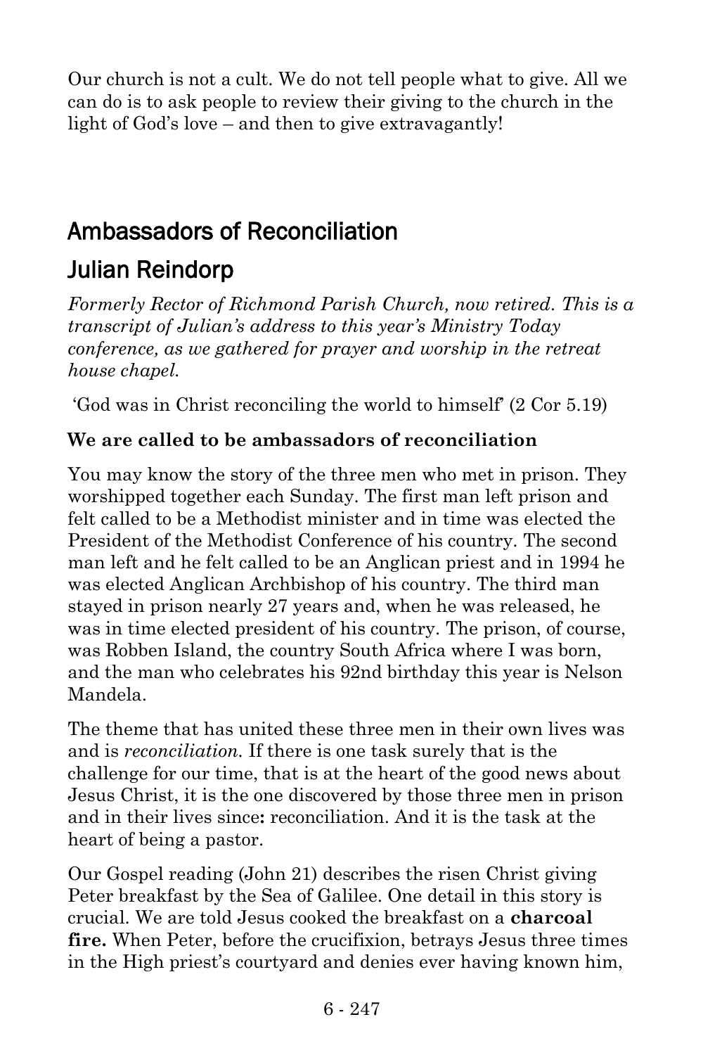Our church is not a cult. We do not tell people what to give. All we can do is to ask people to review their giving to the church in the light of God's love – and then to give extravagantly!

## Ambassadors of Reconciliation

## Julian Reindorp

*Formerly Rector of Richmond Parish Church, now retired. This is a transcript of Julian's address to this year's Ministry Today conference, as we gathered for prayer and worship in the retreat house chapel.*

'God was in Christ reconciling the world to himself' (2 Cor 5.19)

**We are called to be ambassadors of reconciliation**

You may know the story of the three men who met in prison. They worshipped together each Sunday. The first man left prison and felt called to be a Methodist minister and in time was elected the President of the Methodist Conference of his country. The second man left and he felt called to be an Anglican priest and in 1994 he was elected Anglican Archbishop of his country. The third man stayed in prison nearly 27 years and, when he was released, he was in time elected president of his country. The prison, of course, was Robben Island, the country South Africa where I was born, and the man who celebrates his 92nd birthday this year is Nelson Mandela.

The theme that has united these three men in their own lives was and is *reconciliation.* If there is one task surely that is the challenge for our time, that is at the heart of the good news about Jesus Christ, it is the one discovered by those three men in prison and in their lives since**:** reconciliation. And it is the task at the heart of being a pastor.

Our Gospel reading (John 21) describes the risen Christ giving Peter breakfast by the Sea of Galilee. One detail in this story is crucial. We are told Jesus cooked the breakfast on a **charcoal fire.** When Peter, before the crucifixion, betrays Jesus three times in the High priest's courtyard and denies ever having known him,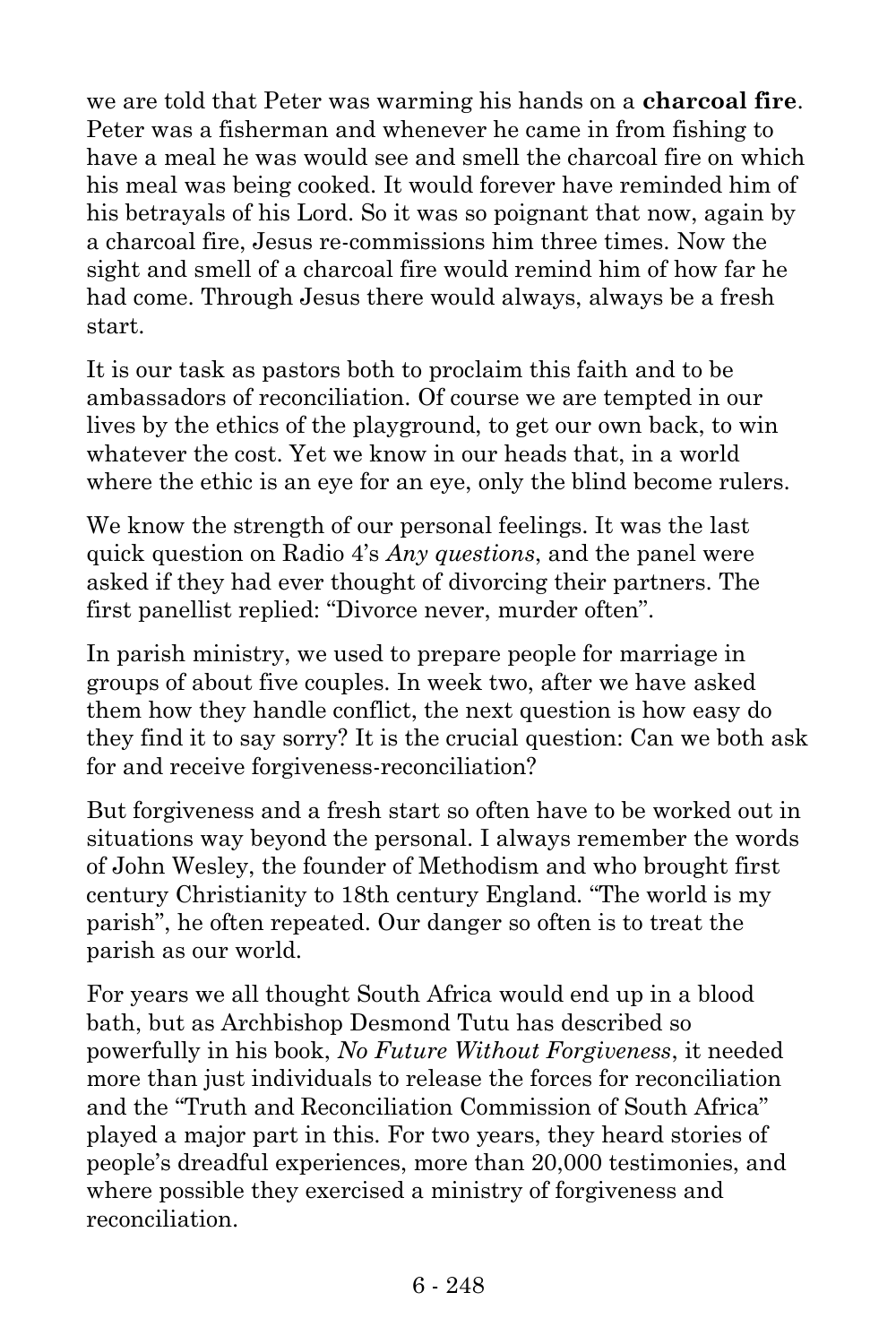we are told that Peter was warming his hands on a **charcoal fire**. Peter was a fisherman and whenever he came in from fishing to have a meal he was would see and smell the charcoal fire on which his meal was being cooked. It would forever have reminded him of his betrayals of his Lord. So it was so poignant that now, again by a charcoal fire, Jesus re-commissions him three times. Now the sight and smell of a charcoal fire would remind him of how far he had come. Through Jesus there would always, always be a fresh start.

It is our task as pastors both to proclaim this faith and to be ambassadors of reconciliation. Of course we are tempted in our lives by the ethics of the playground, to get our own back, to win whatever the cost. Yet we know in our heads that, in a world where the ethic is an eye for an eye, only the blind become rulers.

We know the strength of our personal feelings. It was the last quick question on Radio 4's *Any questions*, and the panel were asked if they had ever thought of divorcing their partners. The first panellist replied: "Divorce never, murder often".

In parish ministry, we used to prepare people for marriage in groups of about five couples. In week two, after we have asked them how they handle conflict, the next question is how easy do they find it to say sorry? It is the crucial question: Can we both ask for and receive forgiveness-reconciliation?

But forgiveness and a fresh start so often have to be worked out in situations way beyond the personal. I always remember the words of John Wesley, the founder of Methodism and who brought first century Christianity to 18th century England. "The world is my parish", he often repeated. Our danger so often is to treat the parish as our world.

For years we all thought South Africa would end up in a blood bath, but as Archbishop Desmond Tutu has described so powerfully in his book, *No Future Without Forgiveness*, it needed more than just individuals to release the forces for reconciliation and the "Truth and Reconciliation Commission of South Africa" played a major part in this. For two years, they heard stories of people's dreadful experiences, more than 20,000 testimonies, and where possible they exercised a ministry of forgiveness and reconciliation.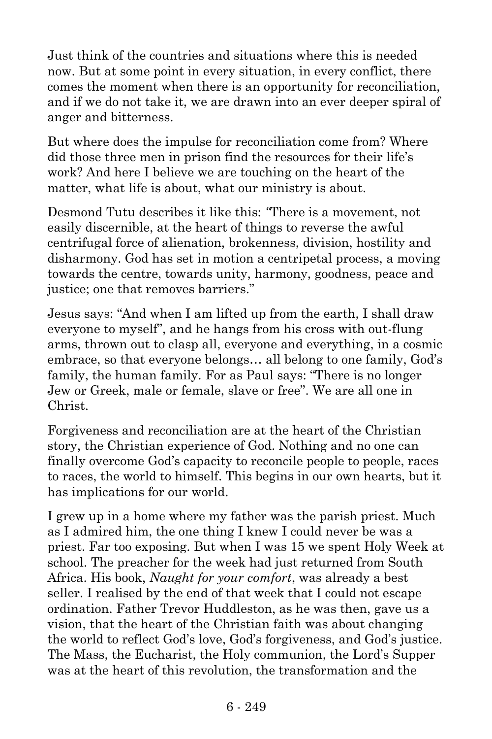Just think of the countries and situations where this is needed now. But at some point in every situation, in every conflict, there comes the moment when there is an opportunity for reconciliation, and if we do not take it, we are drawn into an ever deeper spiral of anger and bitterness.

But where does the impulse for reconciliation come from? Where did those three men in prison find the resources for their life's work? And here I believe we are touching on the heart of the matter, what life is about, what our ministry is about.

Desmond Tutu describes it like this: "There is a movement, not easily discernible, at the heart of things to reverse the awful centrifugal force of alienation, brokenness, division, hostility and disharmony. God has set in motion a centripetal process, a moving towards the centre, towards unity, harmony, goodness, peace and justice; one that removes barriers."

Jesus says: "And when I am lifted up from the earth, I shall draw everyone to myself", and he hangs from his cross with out-flung arms, thrown out to clasp all, everyone and everything, in a cosmic embrace, so that everyone belongs… all belong to one family, God's family, the human family. For as Paul says: "There is no longer Jew or Greek, male or female, slave or free". We are all one in Christ.

Forgiveness and reconciliation are at the heart of the Christian story, the Christian experience of God. Nothing and no one can finally overcome God's capacity to reconcile people to people, races to races, the world to himself. This begins in our own hearts, but it has implications for our world.

I grew up in a home where my father was the parish priest. Much as I admired him, the one thing I knew I could never be was a priest. Far too exposing. But when I was 15 we spent Holy Week at school. The preacher for the week had just returned from South Africa. His book, *Naught for your comfort*, was already a best seller. I realised by the end of that week that I could not escape ordination. Father Trevor Huddleston, as he was then, gave us a vision, that the heart of the Christian faith was about changing the world to reflect God's love, God's forgiveness, and God's justice. The Mass, the Eucharist, the Holy communion, the Lord's Supper was at the heart of this revolution, the transformation and the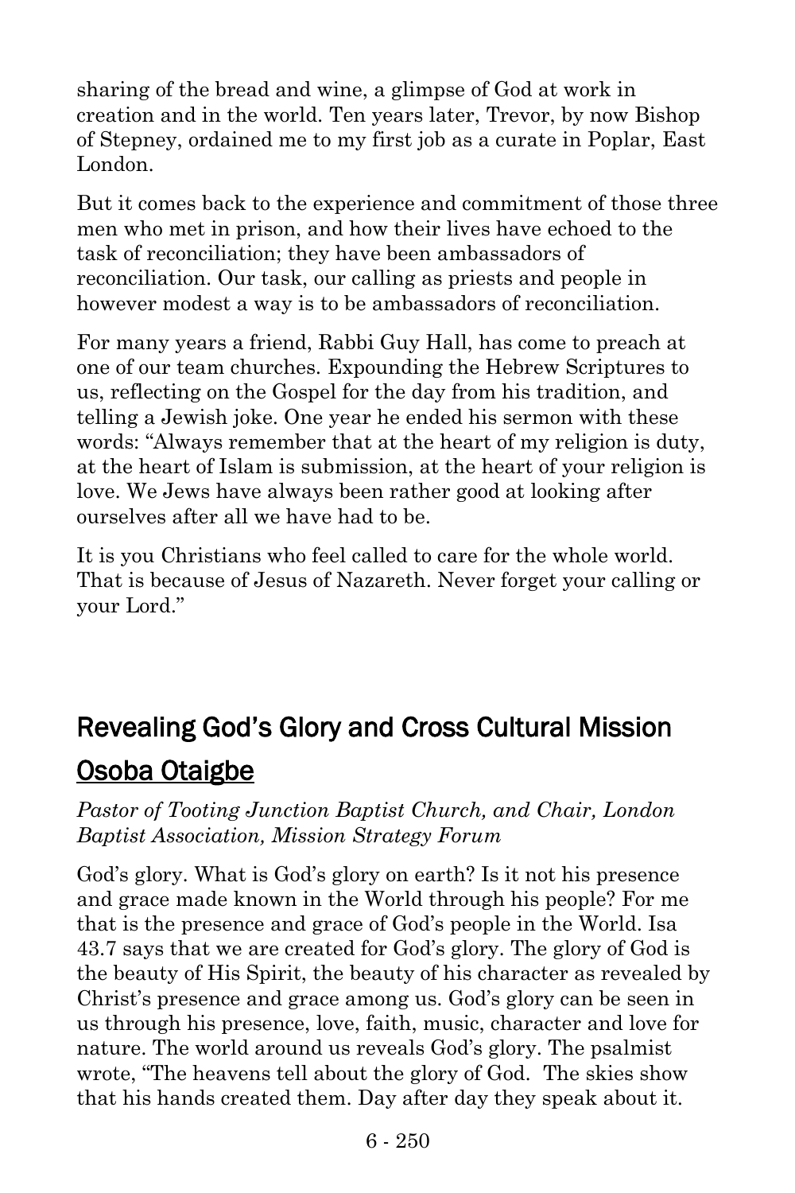sharing of the bread and wine, a glimpse of God at work in creation and in the world. Ten years later, Trevor, by now Bishop of Stepney, ordained me to my first job as a curate in Poplar, East London.

But it comes back to the experience and commitment of those three men who met in prison, and how their lives have echoed to the task of reconciliation; they have been ambassadors of reconciliation. Our task, our calling as priests and people in however modest a way is to be ambassadors of reconciliation.

For many years a friend, Rabbi Guy Hall, has come to preach at one of our team churches. Expounding the Hebrew Scriptures to us, reflecting on the Gospel for the day from his tradition, and telling a Jewish joke. One year he ended his sermon with these words: "Always remember that at the heart of my religion is duty, at the heart of Islam is submission, at the heart of your religion is love. We Jews have always been rather good at looking after ourselves after all we have had to be.

It is you Christians who feel called to care for the whole world. That is because of Jesus of Nazareth. Never forget your calling or your Lord."

## Revealing God's Glory and Cross Cultural Mission

### Osoba Otaigbe

*Pastor of Tooting Junction Baptist Church, and Chair, London Baptist Association, Mission Strategy Forum*

God's glory. What is God's glory on earth? Is it not his presence and grace made known in the World through his people? For me that is the presence and grace of God's people in the World. Isa 43.7 says that we are created for God's glory. The glory of God is the beauty of His Spirit, the beauty of his character as revealed by Christ's presence and grace among us. God's glory can be seen in us through his presence, love, faith, music, character and love for nature. The world around us reveals God's glory. The psalmist wrote, "The heavens tell about the glory of God. The skies show that his hands created them. Day after day they speak about it.